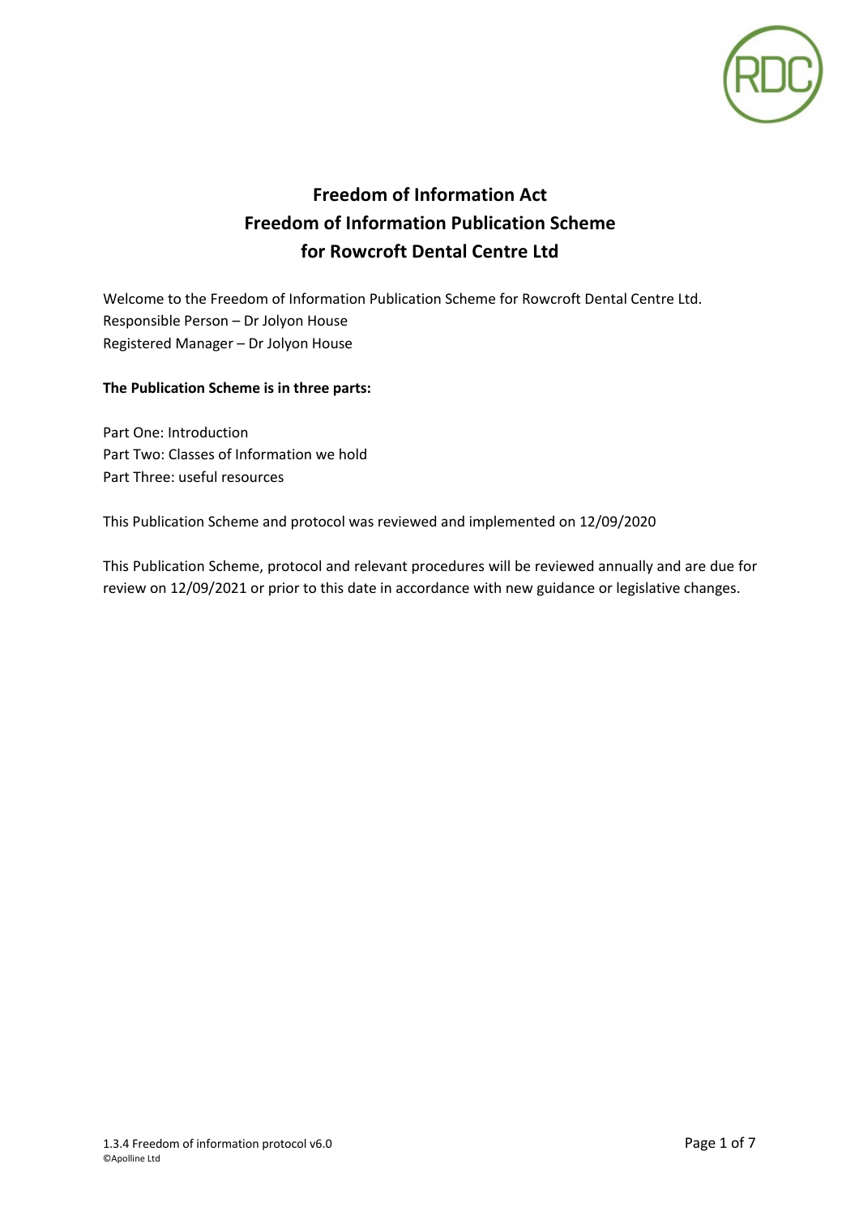# Freedom of Information Act
# Freedom of Information Publication Scheme
# for Rowcroft Dental Centre Ltd

Welcome to the Freedom of Information Publication Scheme for Rowcroft Dental Centre Ltd.
Responsible Person – Dr Jolyon House
Registered Manager – Dr Jolyon House

**The Publication Scheme is in three parts:**

Part One: Introduction
Part Two: Classes of Information we hold
Part Three: useful resources

This Publication Scheme and protocol was reviewed and implemented on 12/09/2020

This Publication Scheme, protocol and relevant procedures will be reviewed annually and are due for review on 12/09/2021 or prior to this date in accordance with new guidance or legislative changes.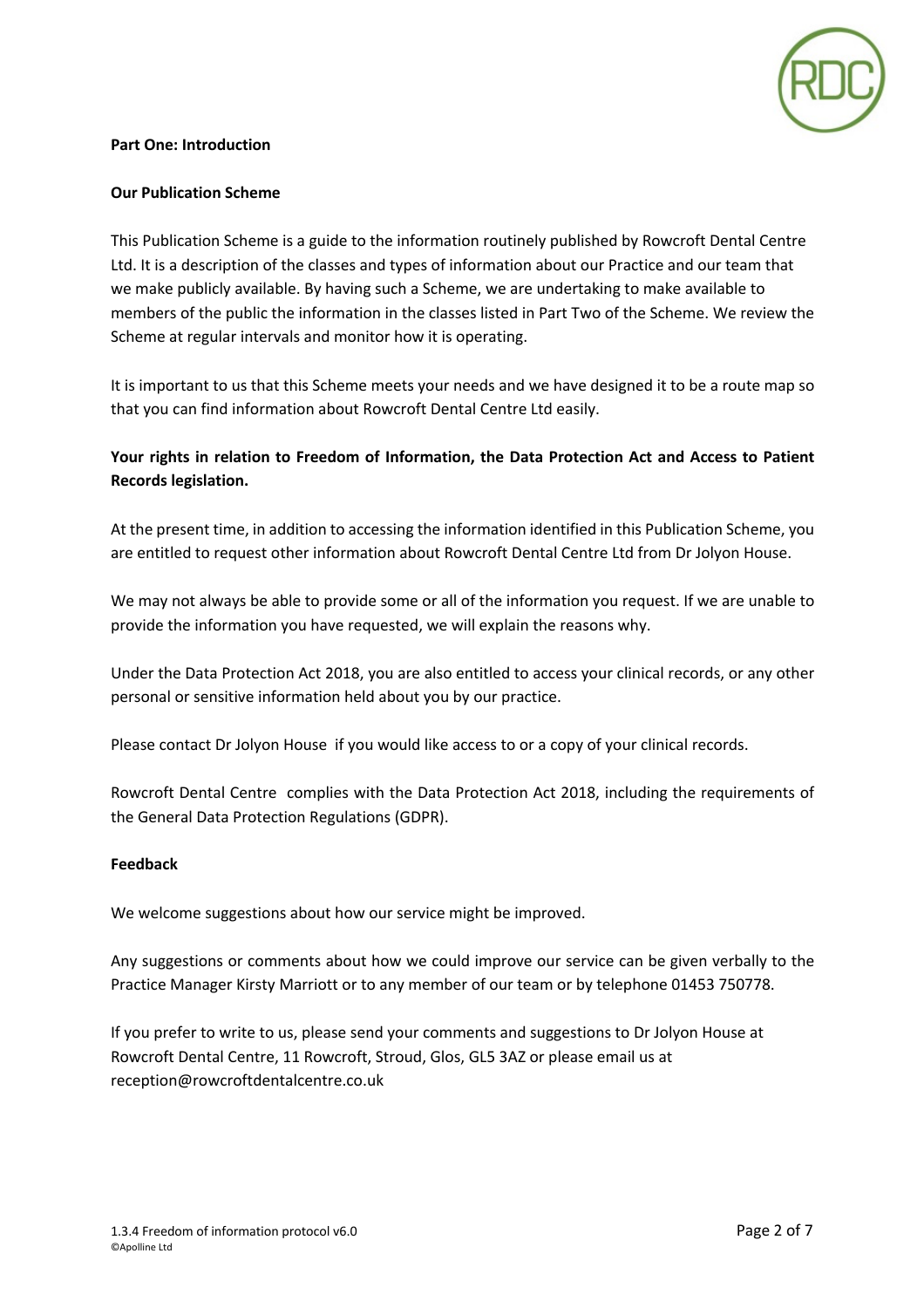**Part One: Introduction**

**Our Publication Scheme**

This Publication Scheme is a guide to the information routinely published by Rowcroft Dental Centre Ltd. It is a description of the classes and types of information about our Practice and our team that we make publicly available. By having such a Scheme, we are undertaking to make available to members of the public the information in the classes listed in Part Two of the Scheme. We review the Scheme at regular intervals and monitor how it is operating.

It is important to us that this Scheme meets your needs and we have designed it to be a route map so that you can find information about Rowcroft Dental Centre Ltd easily.

**Your rights in relation to Freedom of Information, the Data Protection Act and Access to Patient Records legislation.**

At the present time, in addition to accessing the information identified in this Publication Scheme, you are entitled to request other information about Rowcroft Dental Centre Ltd from Dr Jolyon House.

We may not always be able to provide some or all of the information you request. If we are unable to provide the information you have requested, we will explain the reasons why.

Under the Data Protection Act 2018, you are also entitled to access your clinical records, or any other personal or sensitive information held about you by our practice.

Please contact Dr Jolyon House if you would like access to or a copy of your clinical records.

Rowcroft Dental Centre complies with the Data Protection Act 2018, including the requirements of the General Data Protection Regulations (GDPR).

**Feedback**

We welcome suggestions about how our service might be improved.

Any suggestions or comments about how we could improve our service can be given verbally to the Practice Manager Kirsty Marriott or to any member of our team or by telephone 01453 750778.

If you prefer to write to us, please send your comments and suggestions to Dr Jolyon House at Rowcroft Dental Centre, 11 Rowcroft, Stroud, Glos, GL5 3AZ or please email us at reception@rowcroftdentalcentre.co.uk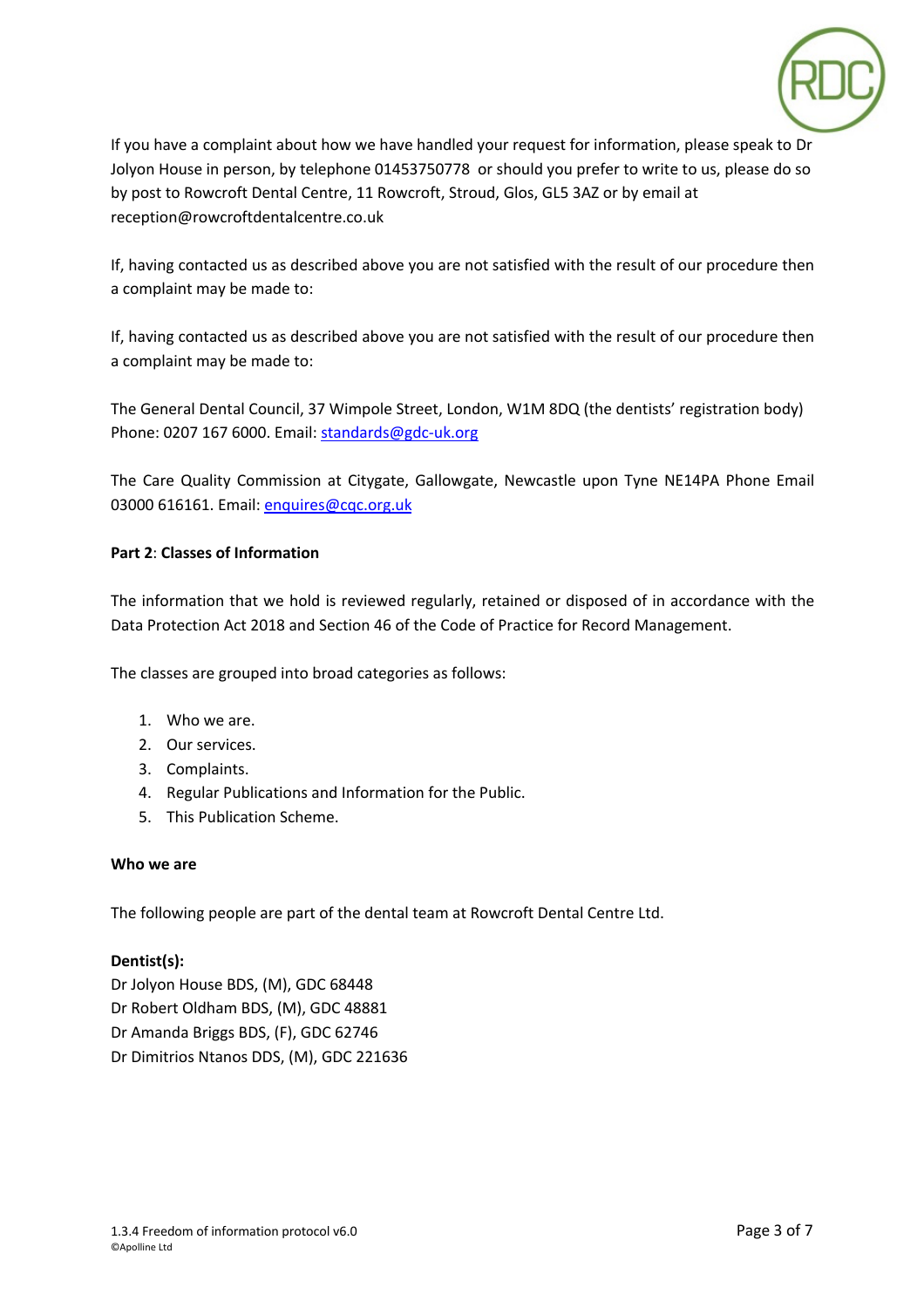If you have a complaint about how we have handled your request for information, please speak to Dr Jolyon House in person, by telephone 01453750778 or should you prefer to write to us, please do so by post to Rowcroft Dental Centre, 11 Rowcroft, Stroud, Glos, GL5 3AZ or by email at reception@rowcroftdentalcentre.co.uk

If, having contacted us as described above you are not satisfied with the result of our procedure then a complaint may be made to:

If, having contacted us as described above you are not satisfied with the result of our procedure then a complaint may be made to:

The General Dental Council, 37 Wimpole Street, London, W1M 8DQ (the dentists' registration body) Phone: 0207 167 6000. Email: standards@gdc-uk.org

The Care Quality Commission at Citygate, Gallowgate, Newcastle upon Tyne NE14PA Phone Email 03000 616161. Email: enquires@cqc.org.uk

**Part 2**: **Classes of Information**

The information that we hold is reviewed regularly, retained or disposed of in accordance with the Data Protection Act 2018 and Section 46 of the Code of Practice for Record Management.

The classes are grouped into broad categories as follows:

1. Who we are.
2. Our services.
3. Complaints.
4. Regular Publications and Information for the Public.
5. This Publication Scheme.

**Who we are**

The following people are part of the dental team at Rowcroft Dental Centre Ltd.

**Dentist(s):**
Dr Jolyon House BDS, (M), GDC 68448
Dr Robert Oldham BDS, (M), GDC 48881
Dr Amanda Briggs BDS, (F), GDC 62746
Dr Dimitrios Ntanos DDS, (M), GDC 221636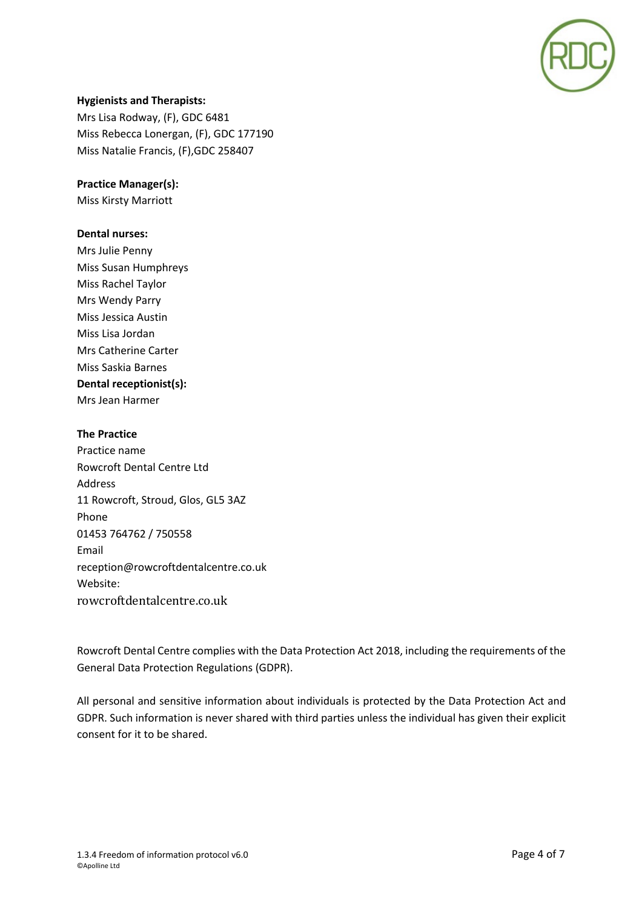**Hygienists and Therapists:**
Mrs Lisa Rodway, (F), GDC 6481
Miss Rebecca Lonergan, (F), GDC 177190
Miss Natalie Francis, (F),GDC 258407

**Practice Manager(s):**
Miss Kirsty Marriott

**Dental nurses:**
Mrs Julie Penny
Miss Susan Humphreys
Miss Rachel Taylor
Mrs Wendy Parry
Miss Jessica Austin
Miss Lisa Jordan
Mrs Catherine Carter
Miss Saskia Barnes

**Dental receptionist(s):**
Mrs Jean Harmer

**The Practice**
Practice name
Rowcroft Dental Centre Ltd
Address
11 Rowcroft, Stroud, Glos, GL5 3AZ
Phone
01453 764762 / 750558
Email
reception@rowcroftdentalcentre.co.uk
Website:
rowcroftdentalcentre.co.uk

Rowcroft Dental Centre complies with the Data Protection Act 2018, including the requirements of the General Data Protection Regulations (GDPR).

All personal and sensitive information about individuals is protected by the Data Protection Act and GDPR. Such information is never shared with third parties unless the individual has given their explicit consent for it to be shared.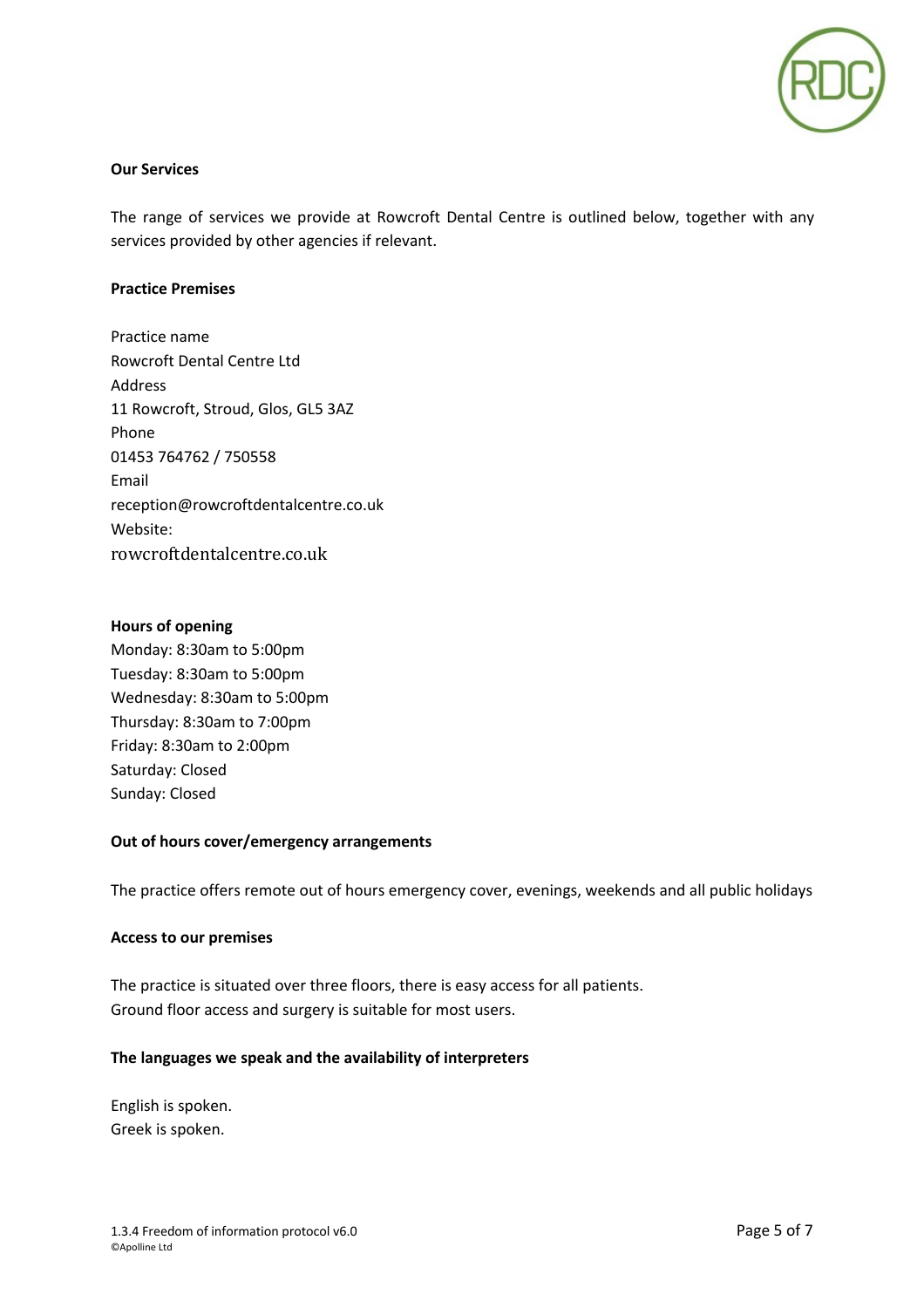## Our Services

The range of services we provide at Rowcroft Dental Centre is outlined below, together with any services provided by other agencies if relevant.

### Practice Premises

Practice name
Rowcroft Dental Centre Ltd
Address
11 Rowcroft, Stroud, Glos, GL5 3AZ
Phone
01453 764762 / 750558
Email
reception@rowcroftdentalcentre.co.uk
Website:
rowcroftdentalcentre.co.uk

### Hours of opening

Monday: 8:30am to 5:00pm
Tuesday: 8:30am to 5:00pm
Wednesday: 8:30am to 5:00pm
Thursday: 8:30am to 7:00pm
Friday: 8:30am to 2:00pm
Saturday: Closed
Sunday: Closed

### Out of hours cover/emergency arrangements

The practice offers remote out of hours emergency cover, evenings, weekends and all public holidays

### Access to our premises

The practice is situated over three floors, there is easy access for all patients.
Ground floor access and surgery is suitable for most users.

### The languages we speak and the availability of interpreters

English is spoken.
Greek is spoken.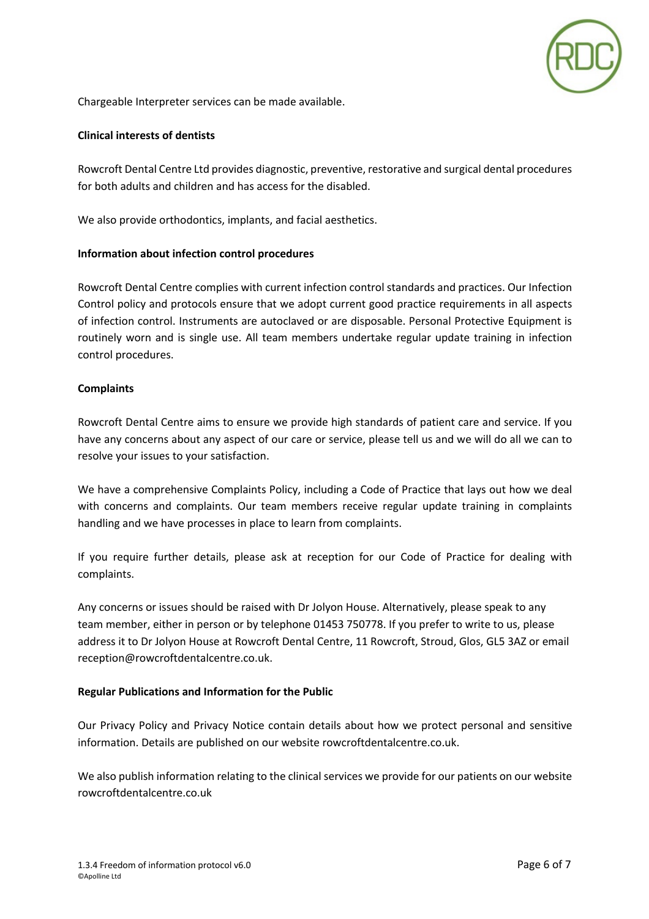Chargeable Interpreter services can be made available.

**Clinical interests of dentists**

Rowcroft Dental Centre Ltd provides diagnostic, preventive, restorative and surgical dental procedures for both adults and children and has access for the disabled.

We also provide orthodontics, implants, and facial aesthetics.

**Information about infection control procedures**

Rowcroft Dental Centre complies with current infection control standards and practices. Our Infection Control policy and protocols ensure that we adopt current good practice requirements in all aspects of infection control. Instruments are autoclaved or are disposable. Personal Protective Equipment is routinely worn and is single use. All team members undertake regular update training in infection control procedures.

**Complaints**

Rowcroft Dental Centre aims to ensure we provide high standards of patient care and service. If you have any concerns about any aspect of our care or service, please tell us and we will do all we can to resolve your issues to your satisfaction.

We have a comprehensive Complaints Policy, including a Code of Practice that lays out how we deal with concerns and complaints. Our team members receive regular update training in complaints handling and we have processes in place to learn from complaints.

If you require further details, please ask at reception for our Code of Practice for dealing with complaints.

Any concerns or issues should be raised with Dr Jolyon House. Alternatively, please speak to any team member, either in person or by telephone 01453 750778. If you prefer to write to us, please address it to Dr Jolyon House at Rowcroft Dental Centre, 11 Rowcroft, Stroud, Glos, GL5 3AZ or email reception@rowcroftdentalcentre.co.uk.

**Regular Publications and Information for the Public**

Our Privacy Policy and Privacy Notice contain details about how we protect personal and sensitive information. Details are published on our website rowcroftdentalcentre.co.uk.

We also publish information relating to the clinical services we provide for our patients on our website rowcroftdentalcentre.co.uk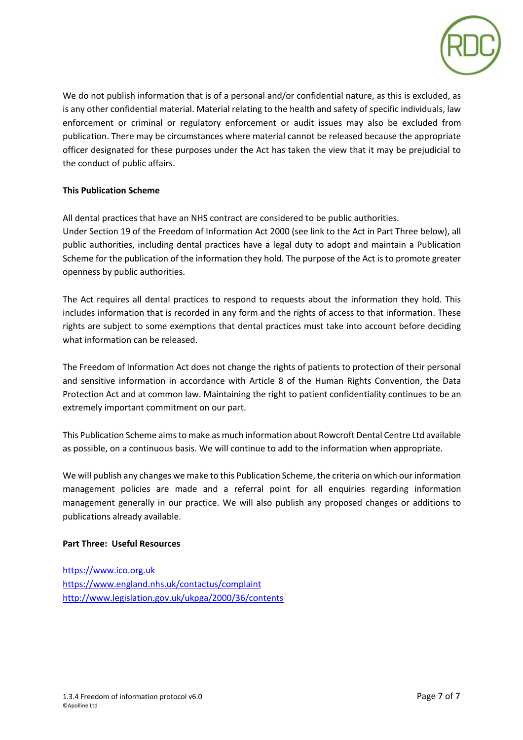We do not publish information that is of a personal and/or confidential nature, as this is excluded, as is any other confidential material. Material relating to the health and safety of specific individuals, law enforcement or criminal or regulatory enforcement or audit issues may also be excluded from publication. There may be circumstances where material cannot be released because the appropriate officer designated for these purposes under the Act has taken the view that it may be prejudicial to the conduct of public affairs.

**This Publication Scheme**

All dental practices that have an NHS contract are considered to be public authorities.
Under Section 19 of the Freedom of Information Act 2000 (see link to the Act in Part Three below), all public authorities, including dental practices have a legal duty to adopt and maintain a Publication Scheme for the publication of the information they hold. The purpose of the Act is to promote greater openness by public authorities.

The Act requires all dental practices to respond to requests about the information they hold. This includes information that is recorded in any form and the rights of access to that information. These rights are subject to some exemptions that dental practices must take into account before deciding what information can be released.

The Freedom of Information Act does not change the rights of patients to protection of their personal and sensitive information in accordance with Article 8 of the Human Rights Convention, the Data Protection Act and at common law. Maintaining the right to patient confidentiality continues to be an extremely important commitment on our part.

This Publication Scheme aims to make as much information about Rowcroft Dental Centre Ltd available as possible, on a continuous basis. We will continue to add to the information when appropriate.

We will publish any changes we make to this Publication Scheme, the criteria on which our information management policies are made and a referral point for all enquiries regarding information management generally in our practice. We will also publish any proposed changes or additions to publications already available.

**Part Three: Useful Resources**

https://www.ico.org.uk
https://www.england.nhs.uk/contactus/complaint
http://www.legislation.gov.uk/ukpga/2000/36/contents